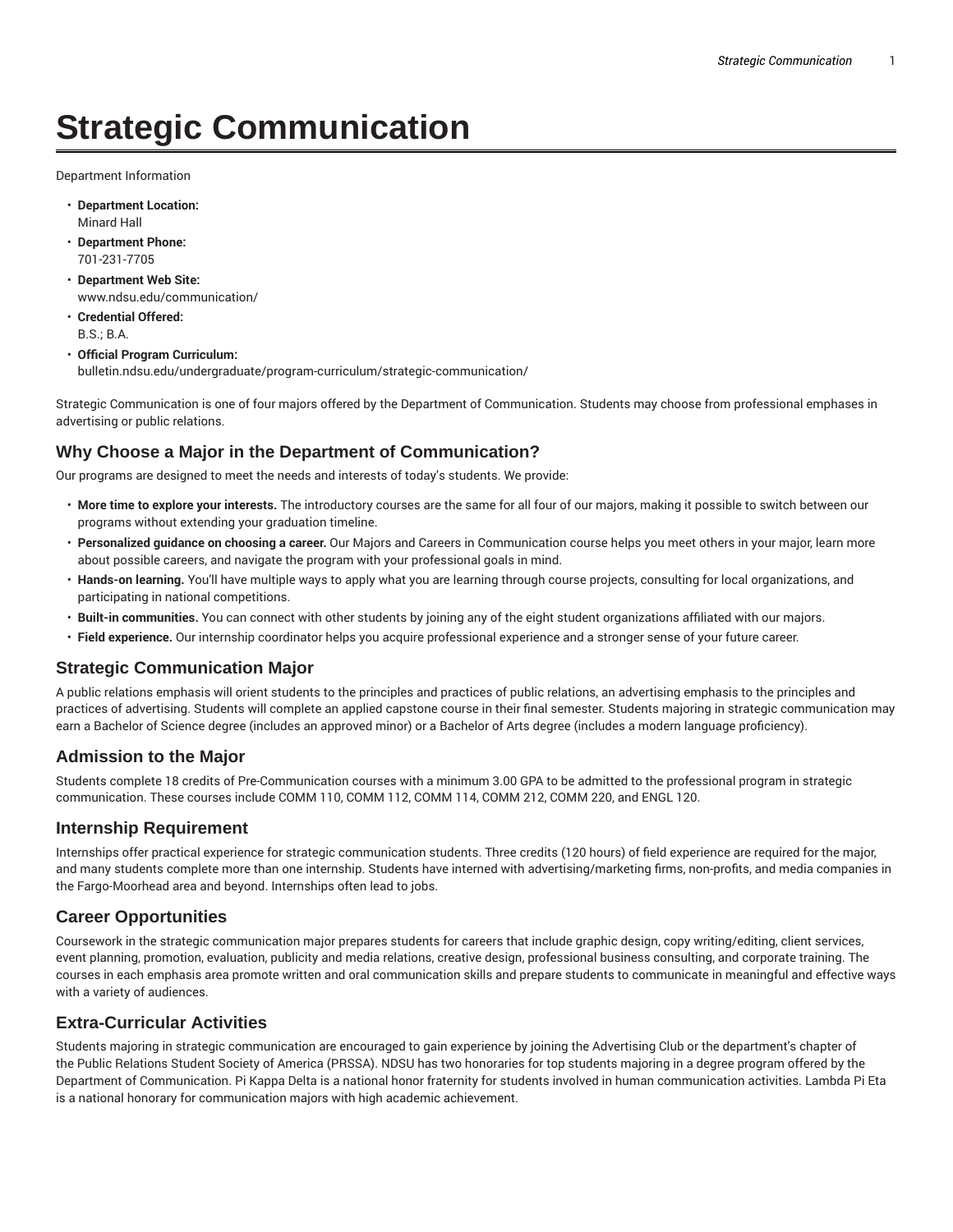# Strategic Communication

Department Information

- **Department Location:**
  Minard Hall
- **Department Phone:**
  701-231-7705
- **Department Web Site:**
  www.ndsu.edu/communication/
- **Credential Offered:**
  B.S.; B.A.
- **Official Program Curriculum:**
  bulletin.ndsu.edu/undergraduate/program-curriculum/strategic-communication/

Strategic Communication is one of four majors offered by the Department of Communication. Students may choose from professional emphases in advertising or public relations.

## Why Choose a Major in the Department of Communication?

Our programs are designed to meet the needs and interests of today's students. We provide:

- **More time to explore your interests.** The introductory courses are the same for all four of our majors, making it possible to switch between our programs without extending your graduation timeline.
- **Personalized guidance on choosing a career.** Our Majors and Careers in Communication course helps you meet others in your major, learn more about possible careers, and navigate the program with your professional goals in mind.
- **Hands-on learning.** You'll have multiple ways to apply what you are learning through course projects, consulting for local organizations, and participating in national competitions.
- **Built-in communities.** You can connect with other students by joining any of the eight student organizations affiliated with our majors.
- **Field experience.** Our internship coordinator helps you acquire professional experience and a stronger sense of your future career.

## Strategic Communication Major

A public relations emphasis will orient students to the principles and practices of public relations, an advertising emphasis to the principles and practices of advertising. Students will complete an applied capstone course in their final semester. Students majoring in strategic communication may earn a Bachelor of Science degree (includes an approved minor) or a Bachelor of Arts degree (includes a modern language proficiency).

## Admission to the Major

Students complete 18 credits of Pre-Communication courses with a minimum 3.00 GPA to be admitted to the professional program in strategic communication. These courses include COMM 110, COMM 112, COMM 114, COMM 212, COMM 220, and ENGL 120.

## Internship Requirement

Internships offer practical experience for strategic communication students. Three credits (120 hours) of field experience are required for the major, and many students complete more than one internship. Students have interned with advertising/marketing firms, non-profits, and media companies in the Fargo-Moorhead area and beyond. Internships often lead to jobs.

## Career Opportunities

Coursework in the strategic communication major prepares students for careers that include graphic design, copy writing/editing, client services, event planning, promotion, evaluation, publicity and media relations, creative design, professional business consulting, and corporate training. The courses in each emphasis area promote written and oral communication skills and prepare students to communicate in meaningful and effective ways with a variety of audiences.

## Extra-Curricular Activities

Students majoring in strategic communication are encouraged to gain experience by joining the Advertising Club or the department's chapter of the Public Relations Student Society of America (PRSSA). NDSU has two honoraries for top students majoring in a degree program offered by the Department of Communication. Pi Kappa Delta is a national honor fraternity for students involved in human communication activities. Lambda Pi Eta is a national honorary for communication majors with high academic achievement.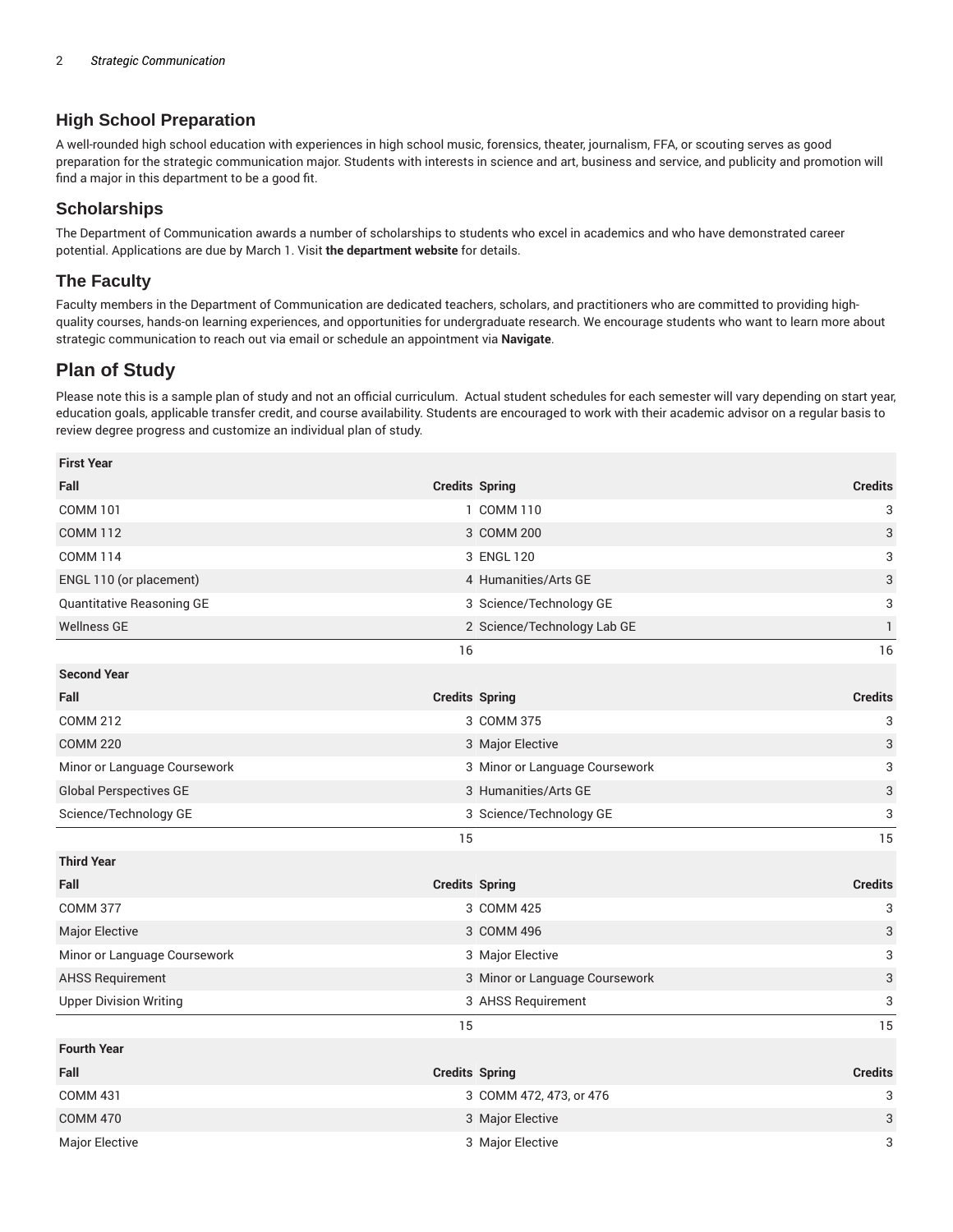## High School Preparation

A well-rounded high school education with experiences in high school music, forensics, theater, journalism, FFA, or scouting serves as good preparation for the strategic communication major. Students with interests in science and art, business and service, and publicity and promotion will find a major in this department to be a good fit.

## Scholarships

The Department of Communication awards a number of scholarships to students who excel in academics and who have demonstrated career potential. Applications are due by March 1. Visit **the department website** for details.

## The Faculty

Faculty members in the Department of Communication are dedicated teachers, scholars, and practitioners who are committed to providing high-quality courses, hands-on learning experiences, and opportunities for undergraduate research. We encourage students who want to learn more about strategic communication to reach out via email or schedule an appointment via **Navigate**.

## Plan of Study

Please note this is a sample plan of study and not an official curriculum. Actual student schedules for each semester will vary depending on start year, education goals, applicable transfer credit, and course availability. Students are encouraged to work with their academic advisor on a regular basis to review degree progress and customize an individual plan of study.

| First Year | | | |
|---|---|---|---|
| **Fall** | **Credits** | **Spring** | **Credits** |
| COMM 101 | 1 | COMM 110 | 3 |
| COMM 112 | 3 | COMM 200 | 3 |
| COMM 114 | 3 | ENGL 120 | 3 |
| ENGL 110 (or placement) | 4 | Humanities/Arts GE | 3 |
| Quantitative Reasoning GE | 3 | Science/Technology GE | 3 |
| Wellness GE | 2 | Science/Technology Lab GE | 1 |
| | 16 | | 16 |
| **Second Year** | | | |
| **Fall** | **Credits** | **Spring** | **Credits** |
| COMM 212 | 3 | COMM 375 | 3 |
| COMM 220 | 3 | Major Elective | 3 |
| Minor or Language Coursework | 3 | Minor or Language Coursework | 3 |
| Global Perspectives GE | 3 | Humanities/Arts GE | 3 |
| Science/Technology GE | 3 | Science/Technology GE | 3 |
| | 15 | | 15 |
| **Third Year** | | | |
| **Fall** | **Credits** | **Spring** | **Credits** |
| COMM 377 | 3 | COMM 425 | 3 |
| Major Elective | 3 | COMM 496 | 3 |
| Minor or Language Coursework | 3 | Major Elective | 3 |
| AHSS Requirement | 3 | Minor or Language Coursework | 3 |
| Upper Division Writing | 3 | AHSS Requirement | 3 |
| | 15 | | 15 |
| **Fourth Year** | | | |
| **Fall** | **Credits** | **Spring** | **Credits** |
| COMM 431 | 3 | COMM 472, 473, or 476 | 3 |
| COMM 470 | 3 | Major Elective | 3 |
| Major Elective | 3 | Major Elective | 3 |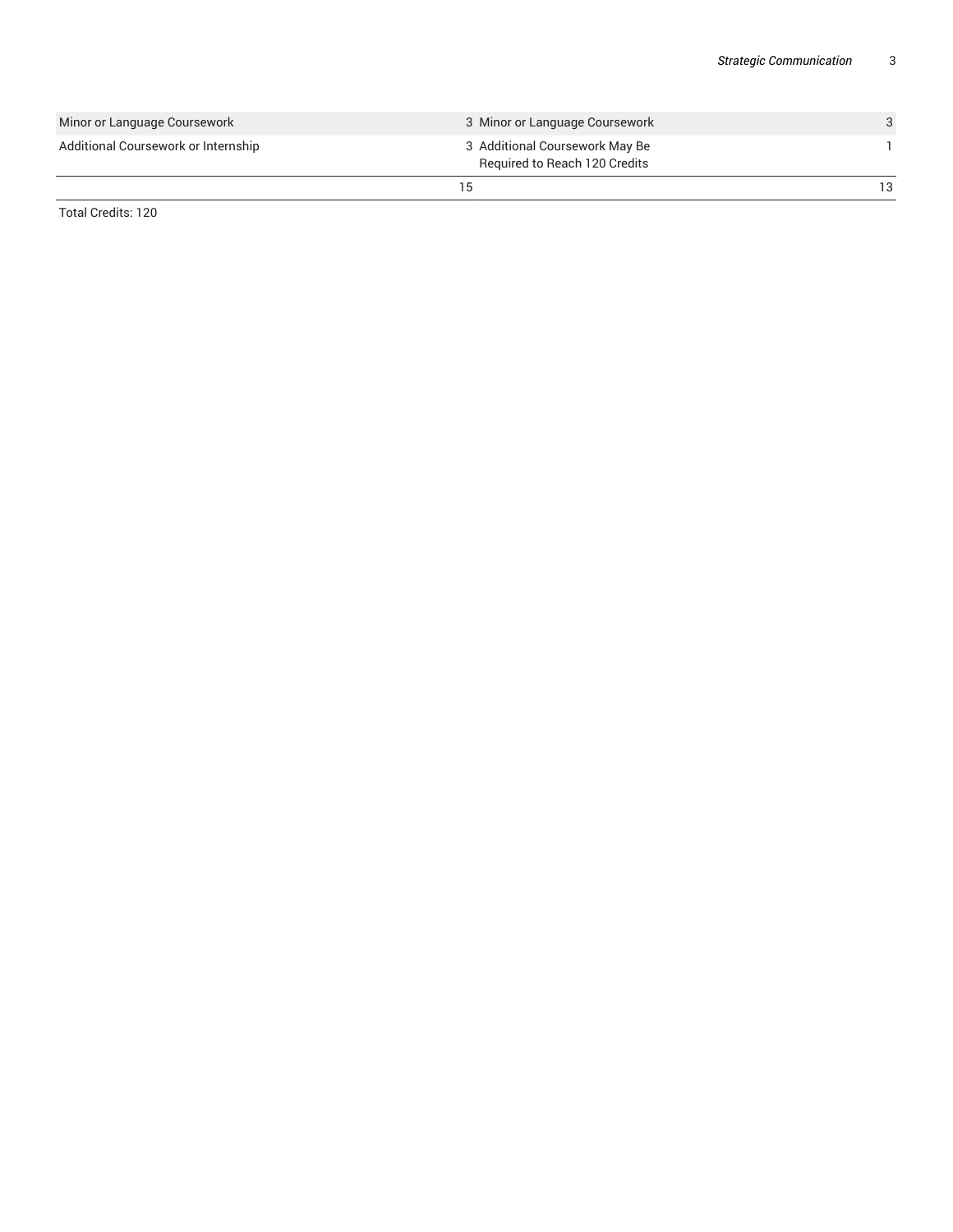| | | | |
|---|---|---|---|
| Minor or Language Coursework | 3 | Minor or Language Coursework | 3 |
| Additional Coursework or Internship | 3 | Additional Coursework May Be Required to Reach 120 Credits | 1 |
| | 15 | | 13 |

Total Credits: 120